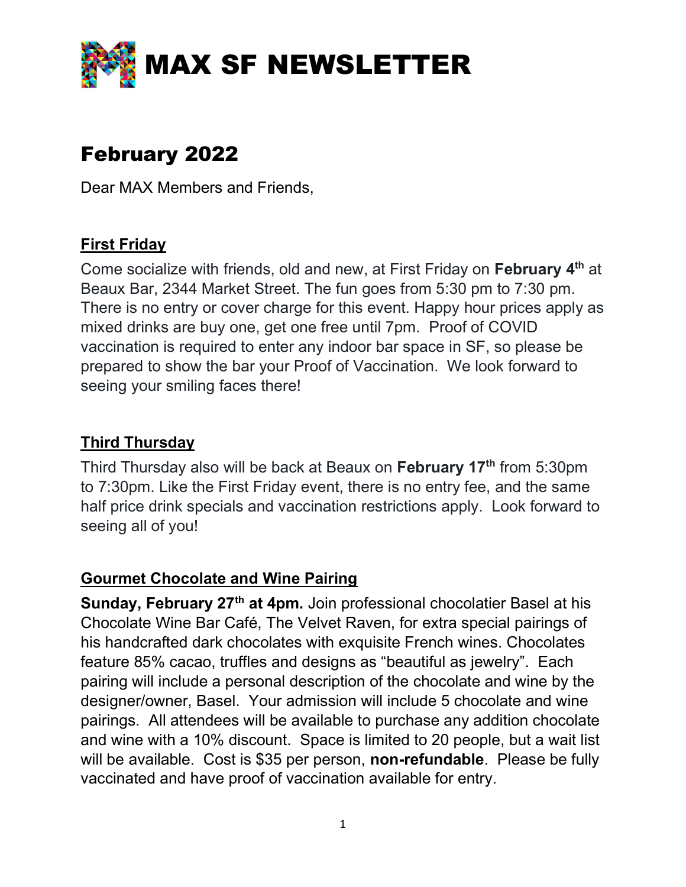# MAX SF NEWSLETTER

## February 2022

Dear MAX Members and Friends,

### First Friday

Come socialize with friends, old and new, at First Friday on **February 4th** at Beaux Bar, 2344 Market Street. The fun goes from 5:30 pm to 7:30 pm. There is no entry or cover charge for this event. Happy hour prices apply as mixed drinks are buy one, get one free until 7pm. Proof of COVID vaccination is required to enter any indoor bar space in SF, so please be prepared to show the bar your Proof of Vaccination. We look forward to seeing your smiling faces there!

### Third Thursday

Third Thursday also will be back at Beaux on **February 17th** from 5:30pm to 7:30pm. Like the First Friday event, there is no entry fee, and the same half price drink specials and vaccination restrictions apply. Look forward to seeing all of you!

### Gourmet Chocolate and Wine Pairing

**Sunday, February 27th at 4pm.** Join professional chocolatier Basel at his Chocolate Wine Bar Café, The Velvet Raven, for extra special pairings of his handcrafted dark chocolates with exquisite French wines. Chocolates feature 85% cacao, truffles and designs as "beautiful as jewelry". Each pairing will include a personal description of the chocolate and wine by the designer/owner, Basel. Your admission will include 5 chocolate and wine pairings. All attendees will be available to purchase any addition chocolate and wine with a 10% discount. Space is limited to 20 people, but a wait list will be available. Cost is $35 per person, **non-refundable**. Please be fully vaccinated and have proof of vaccination available for entry.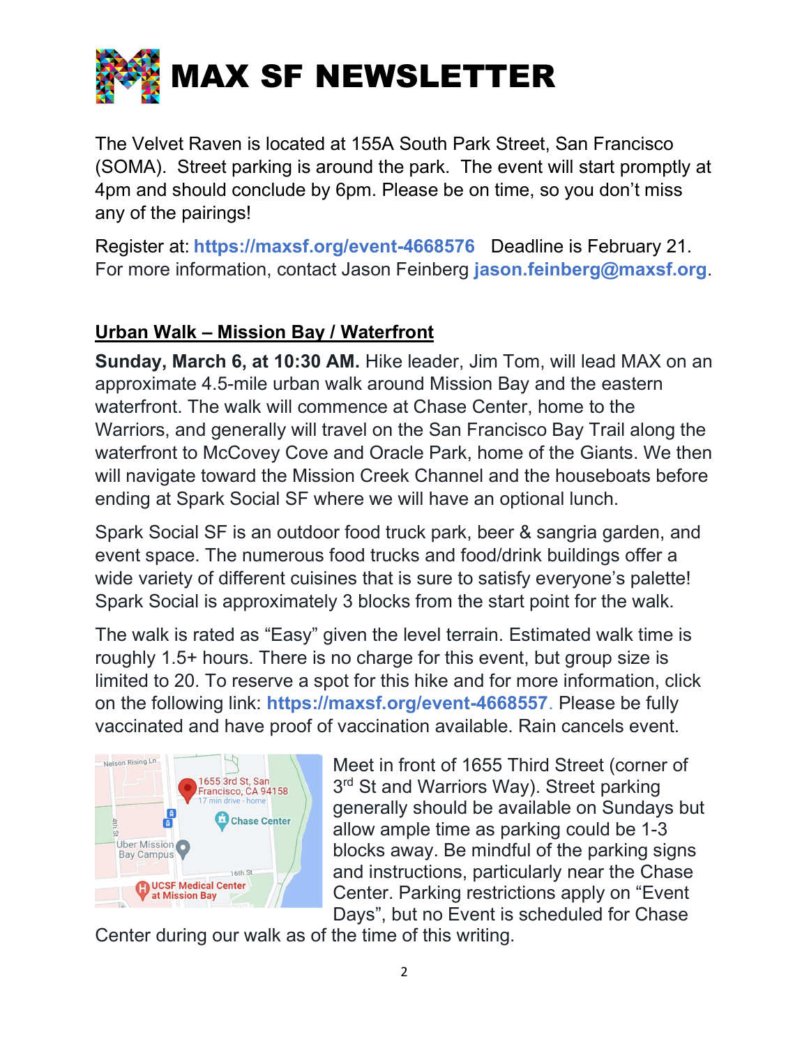# MAX SF NEWSLETTER

The Velvet Raven is located at 155A South Park Street, San Francisco (SOMA). Street parking is around the park. The event will start promptly at 4pm and should conclude by 6pm. Please be on time, so you don't miss any of the pairings!

Register at: **https://maxsf.org/event-4668576** Deadline is February 21. For more information, contact Jason Feinberg **jason.feinberg@maxsf.org**.

## Urban Walk – Mission Bay / Waterfront

**Sunday, March 6, at 10:30 AM.** Hike leader, Jim Tom, will lead MAX on an approximate 4.5-mile urban walk around Mission Bay and the eastern waterfront. The walk will commence at Chase Center, home to the Warriors, and generally will travel on the San Francisco Bay Trail along the waterfront to McCovey Cove and Oracle Park, home of the Giants. We then will navigate toward the Mission Creek Channel and the houseboats before ending at Spark Social SF where we will have an optional lunch.

Spark Social SF is an outdoor food truck park, beer & sangria garden, and event space. The numerous food trucks and food/drink buildings offer a wide variety of different cuisines that is sure to satisfy everyone's palette! Spark Social is approximately 3 blocks from the start point for the walk.

The walk is rated as "Easy" given the level terrain. Estimated walk time is roughly 1.5+ hours. There is no charge for this event, but group size is limited to 20. To reserve a spot for this hike and for more information, click on the following link: **https://maxsf.org/event-4668557**. Please be fully vaccinated and have proof of vaccination available. Rain cancels event.

Meet in front of 1655 Third Street (corner of 3rd St and Warriors Way). Street parking generally should be available on Sundays but allow ample time as parking could be 1-3 blocks away. Be mindful of the parking signs and instructions, particularly near the Chase Center. Parking restrictions apply on "Event Days", but no Event is scheduled for Chase Center during our walk as of the time of this writing.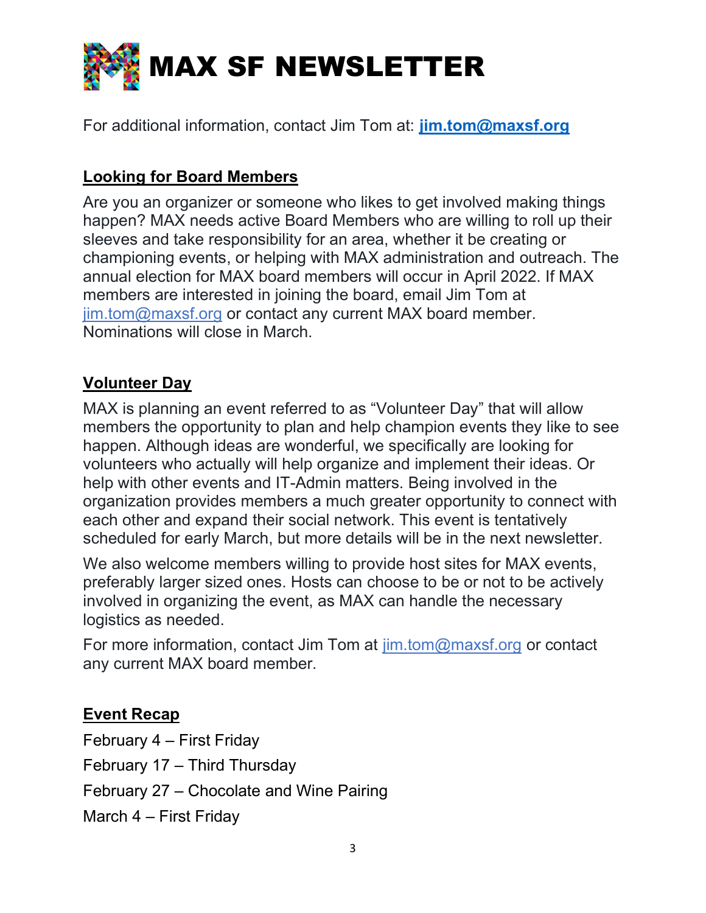# MAX SF NEWSLETTER

For additional information, contact Jim Tom at: **jim.tom@maxsf.org**

## Looking for Board Members

Are you an organizer or someone who likes to get involved making things happen? MAX needs active Board Members who are willing to roll up their sleeves and take responsibility for an area, whether it be creating or championing events, or helping with MAX administration and outreach. The annual election for MAX board members will occur in April 2022. If MAX members are interested in joining the board, email Jim Tom at jim.tom@maxsf.org or contact any current MAX board member. Nominations will close in March.

## Volunteer Day

MAX is planning an event referred to as "Volunteer Day" that will allow members the opportunity to plan and help champion events they like to see happen. Although ideas are wonderful, we specifically are looking for volunteers who actually will help organize and implement their ideas. Or help with other events and IT-Admin matters. Being involved in the organization provides members a much greater opportunity to connect with each other and expand their social network. This event is tentatively scheduled for early March, but more details will be in the next newsletter.

We also welcome members willing to provide host sites for MAX events, preferably larger sized ones. Hosts can choose to be or not to be actively involved in organizing the event, as MAX can handle the necessary logistics as needed.

For more information, contact Jim Tom at jim.tom@maxsf.org or contact any current MAX board member.

## Event Recap

February 4 – First Friday

February 17 – Third Thursday

February 27 – Chocolate and Wine Pairing

March 4 – First Friday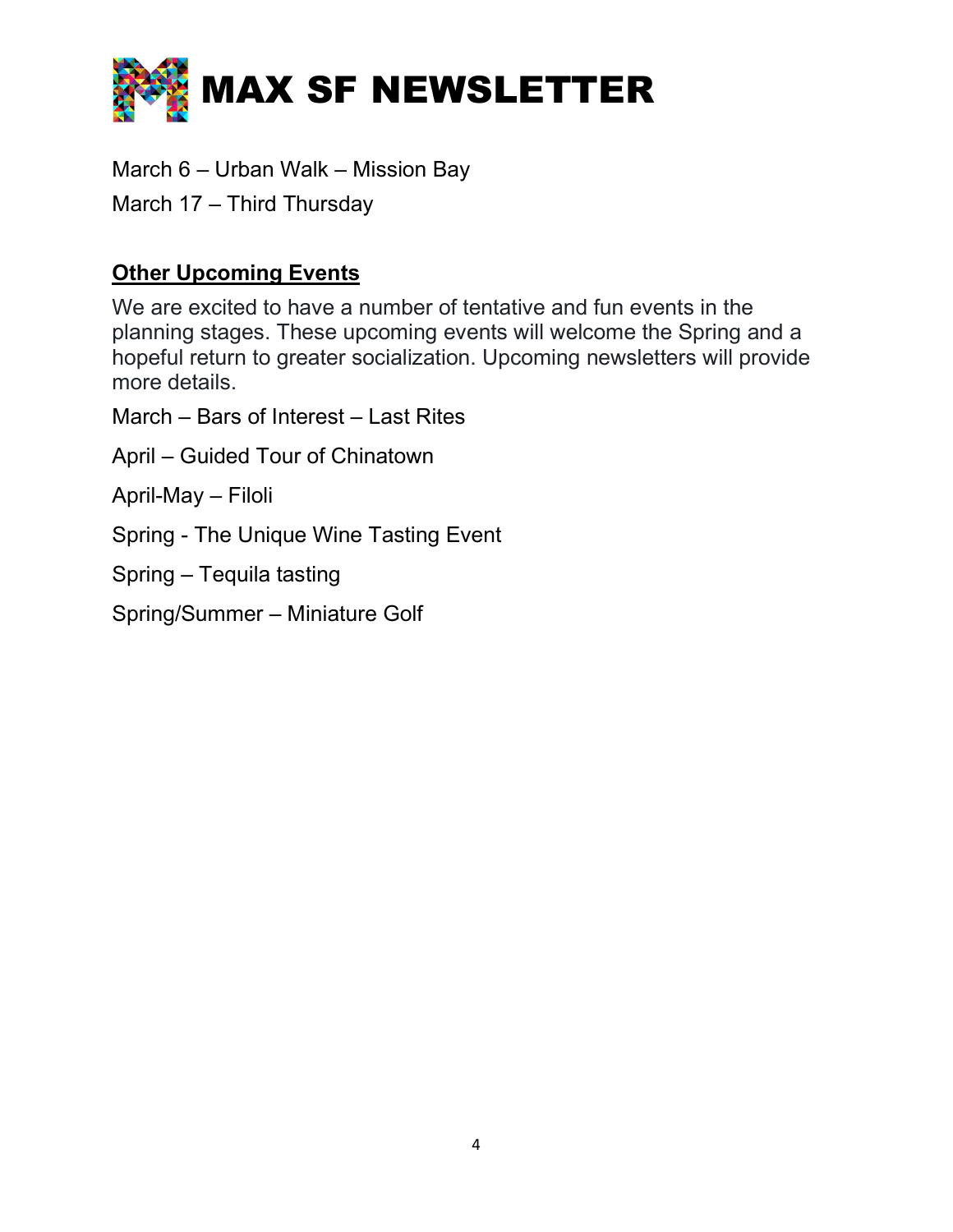# MAX SF NEWSLETTER

March 6 – Urban Walk – Mission Bay

March 17 – Third Thursday

**Other Upcoming Events**

We are excited to have a number of tentative and fun events in the planning stages. These upcoming events will welcome the Spring and a hopeful return to greater socialization. Upcoming newsletters will provide more details.

March – Bars of Interest – Last Rites

April – Guided Tour of Chinatown

April-May – Filoli

Spring - The Unique Wine Tasting Event

Spring – Tequila tasting

Spring/Summer – Miniature Golf